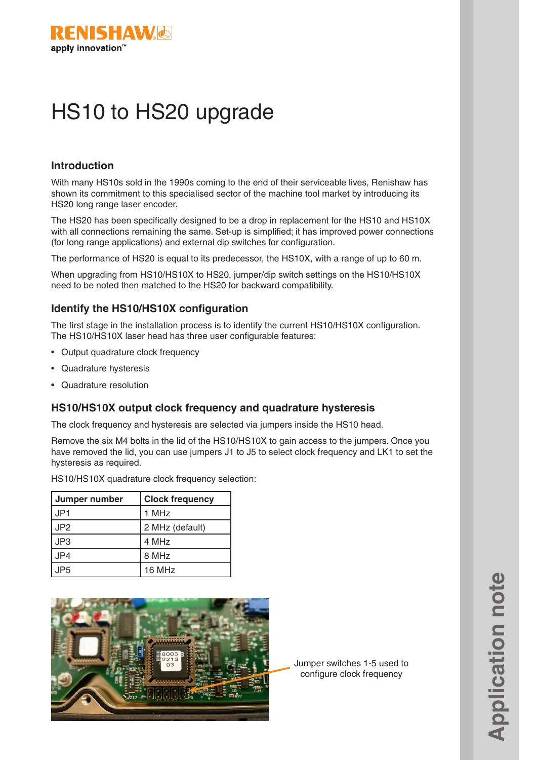# HS10 to HS20 upgrade

## Introduction

With many HS10s sold in the 1990s coming to the end of their serviceable lives, Renishaw has shown its commitment to this specialised sector of the machine tool market by introducing its HS20 long range laser encoder.

The HS20 has been specifically designed to be a drop in replacement for the HS10 and HS10X with all connections remaining the same. Set-up is simplified; it has improved power connections (for long range applications) and external dip switches for configuration.

The performance of HS20 is equal to its predecessor, the HS10X, with a range of up to 60 m.

When upgrading from HS10/HS10X to HS20, jumper/dip switch settings on the HS10/HS10X need to be noted then matched to the HS20 for backward compatibility.

## Identify the HS10/HS10X configuration

The first stage in the installation process is to identify the current HS10/HS10X configuration. The HS10/HS10X laser head has three user configurable features:

- Output quadrature clock frequency
- Quadrature hysteresis
- Quadrature resolution

## HS10/HS10X output clock frequency and quadrature hysteresis

The clock frequency and hysteresis are selected via jumpers inside the HS10 head.

Remove the six M4 bolts in the lid of the HS10/HS10X to gain access to the jumpers. Once you have removed the lid, you can use jumpers J1 to J5 to select clock frequency and LK1 to set the hysteresis as required.

HS10/HS10X quadrature clock frequency selection:

| Jumper number | Clock frequency |
|---|---|
| JP1 | 1 MHz |
| JP2 | 2 MHz (default) |
| JP3 | 4 MHz |
| JP4 | 8 MHz |
| JP5 | 16 MHz |

Jumper switches 1-5 used to configure clock frequency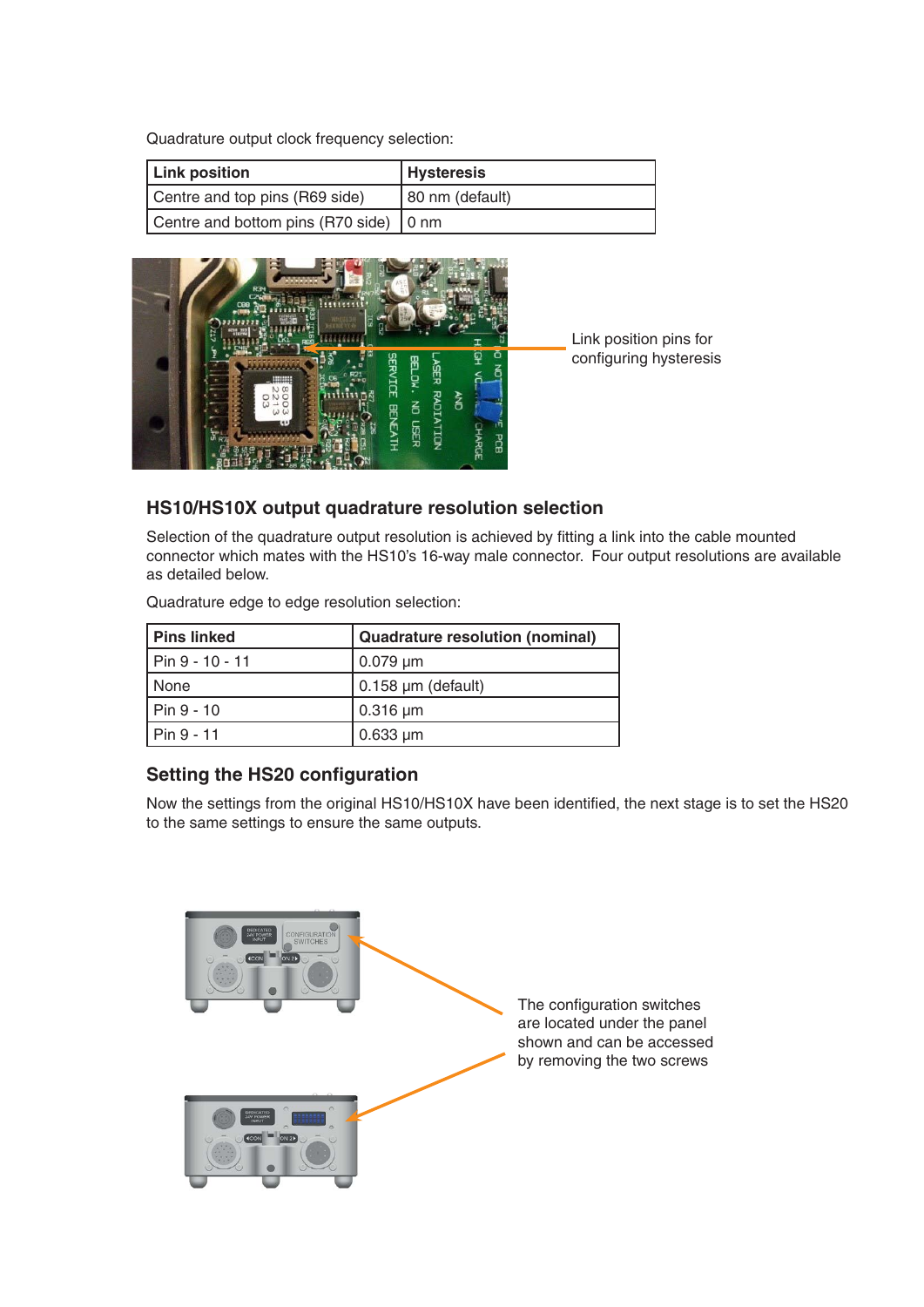Quadrature output clock frequency selection:

| Link position | Hysteresis |
|---|---|
| Centre and top pins (R69 side) | 80 nm (default) |
| Centre and bottom pins (R70 side) | 0 nm |

Link position pins for configuring hysteresis

### HS10/HS10X output quadrature resolution selection

Selection of the quadrature output resolution is achieved by fitting a link into the cable mounted connector which mates with the HS10's 16-way male connector. Four output resolutions are available as detailed below.

Quadrature edge to edge resolution selection:

| Pins linked | Quadrature resolution (nominal) |
|---|---|
| Pin 9 - 10 - 11 | 0.079 µm |
| None | 0.158 µm (default) |
| Pin 9 - 10 | 0.316 µm |
| Pin 9 - 11 | 0.633 µm |

### Setting the HS20 configuration

Now the settings from the original HS10/HS10X have been identified, the next stage is to set the HS20 to the same settings to ensure the same outputs.

The configuration switches are located under the panel shown and can be accessed by removing the two screws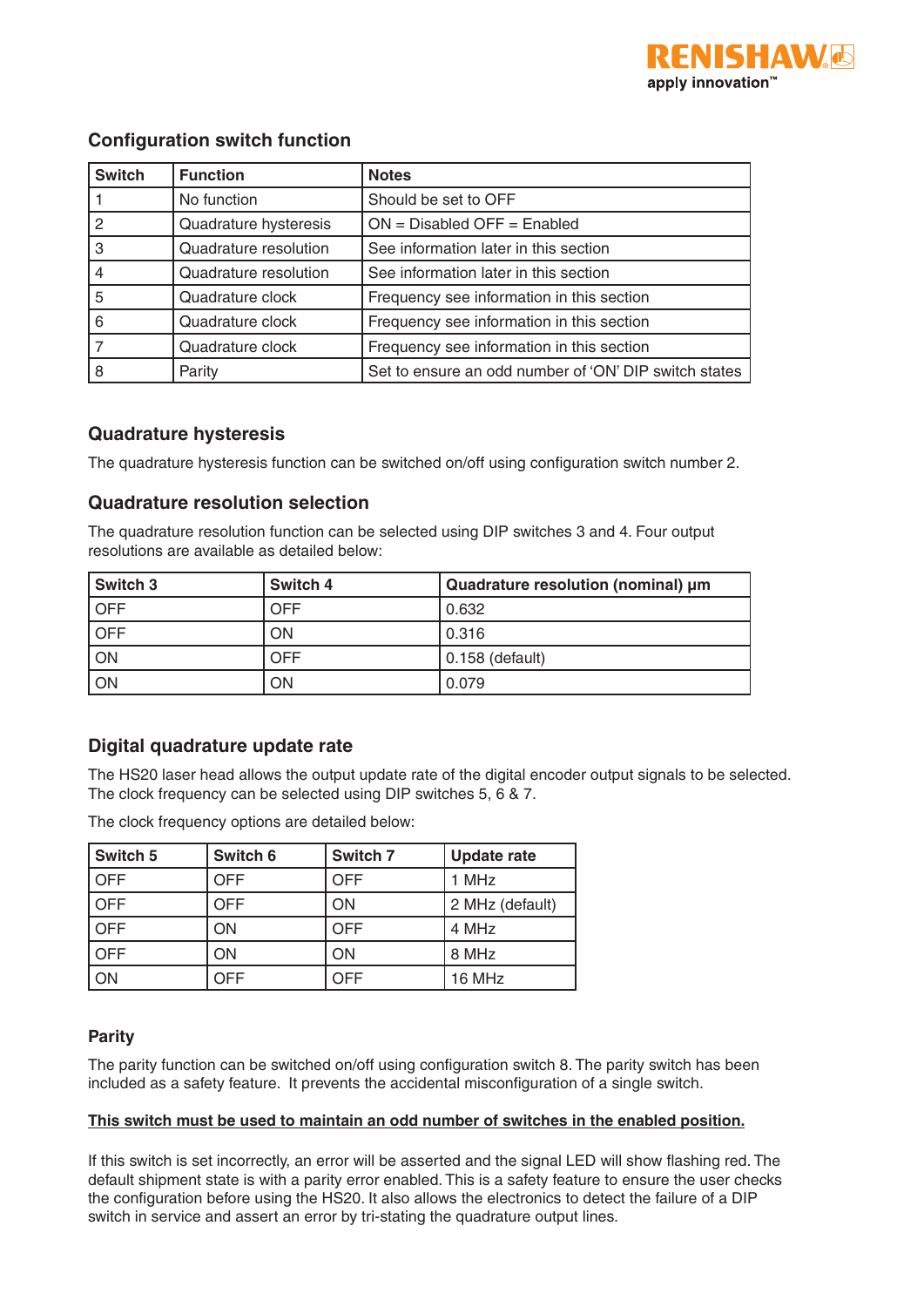## Configuration switch function

| Switch | Function | Notes |
|---|---|---|
| 1 | No function | Should be set to OFF |
| 2 | Quadrature hysteresis | ON = Disabled OFF = Enabled |
| 3 | Quadrature resolution | See information later in this section |
| 4 | Quadrature resolution | See information later in this section |
| 5 | Quadrature clock | Frequency see information in this section |
| 6 | Quadrature clock | Frequency see information in this section |
| 7 | Quadrature clock | Frequency see information in this section |
| 8 | Parity | Set to ensure an odd number of 'ON' DIP switch states |

## Quadrature hysteresis

The quadrature hysteresis function can be switched on/off using configuration switch number 2.

## Quadrature resolution selection

The quadrature resolution function can be selected using DIP switches 3 and 4. Four output resolutions are available as detailed below:

| Switch 3 | Switch 4 | Quadrature resolution (nominal) µm |
|---|---|---|
| OFF | OFF | 0.632 |
| OFF | ON | 0.316 |
| ON | OFF | 0.158 (default) |
| ON | ON | 0.079 |

## Digital quadrature update rate

The HS20 laser head allows the output update rate of the digital encoder output signals to be selected. The clock frequency can be selected using DIP switches 5, 6 & 7.

The clock frequency options are detailed below:

| Switch 5 | Switch 6 | Switch 7 | Update rate |
|---|---|---|---|
| OFF | OFF | OFF | 1 MHz |
| OFF | OFF | ON | 2 MHz (default) |
| OFF | ON | OFF | 4 MHz |
| OFF | ON | ON | 8 MHz |
| ON | OFF | OFF | 16 MHz |

## Parity

The parity function can be switched on/off using configuration switch 8. The parity switch has been included as a safety feature. It prevents the accidental misconfiguration of a single switch.

**<u>This switch must be used to maintain an odd number of switches in the enabled position.</u>**

If this switch is set incorrectly, an error will be asserted and the signal LED will show flashing red. The default shipment state is with a parity error enabled. This is a safety feature to ensure the user checks the configuration before using the HS20. It also allows the electronics to detect the failure of a DIP switch in service and assert an error by tri-stating the quadrature output lines.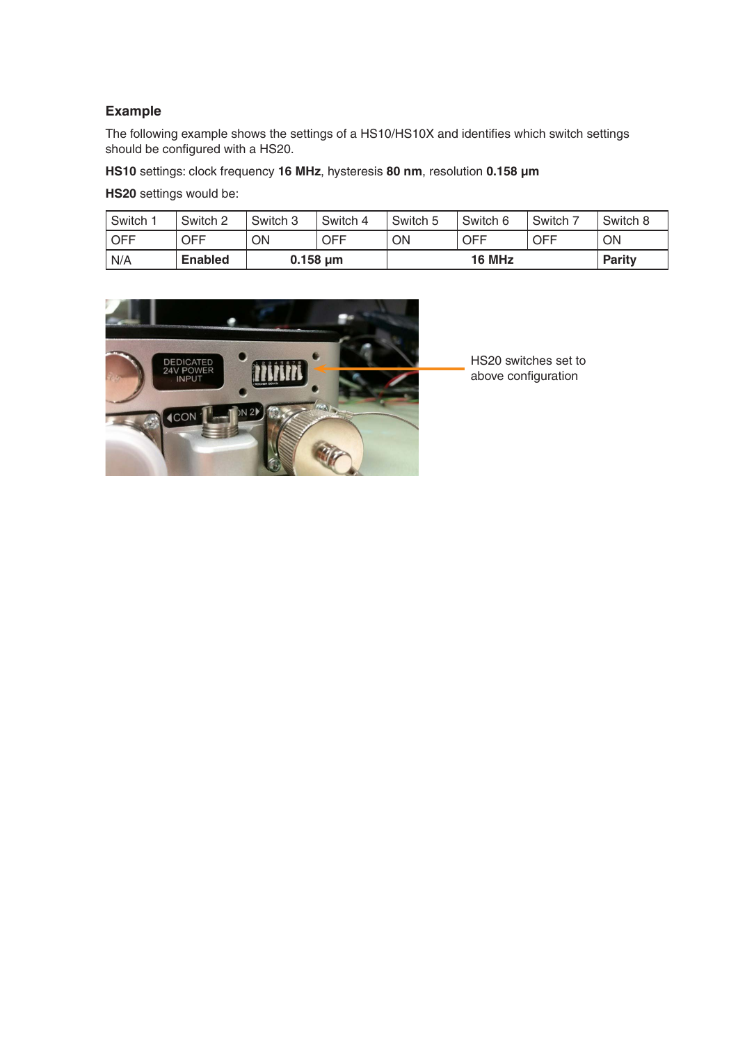### Example

The following example shows the settings of a HS10/HS10X and identifies which switch settings should be configured with a HS20.

**HS10** settings: clock frequency **16 MHz**, hysteresis **80 nm**, resolution **0.158 µm**

**HS20** settings would be:

| Switch 1 | Switch 2 | Switch 3 | Switch 4 | Switch 5 | Switch 6 | Switch 7 | Switch 8 |
|---|---|---|---|---|---|---|---|
| OFF | OFF | ON | OFF | ON | OFF | OFF | ON |
| N/A | **Enabled** | **0.158 µm** | | **16 MHz** | | | **Parity** |

HS20 switches set to above configuration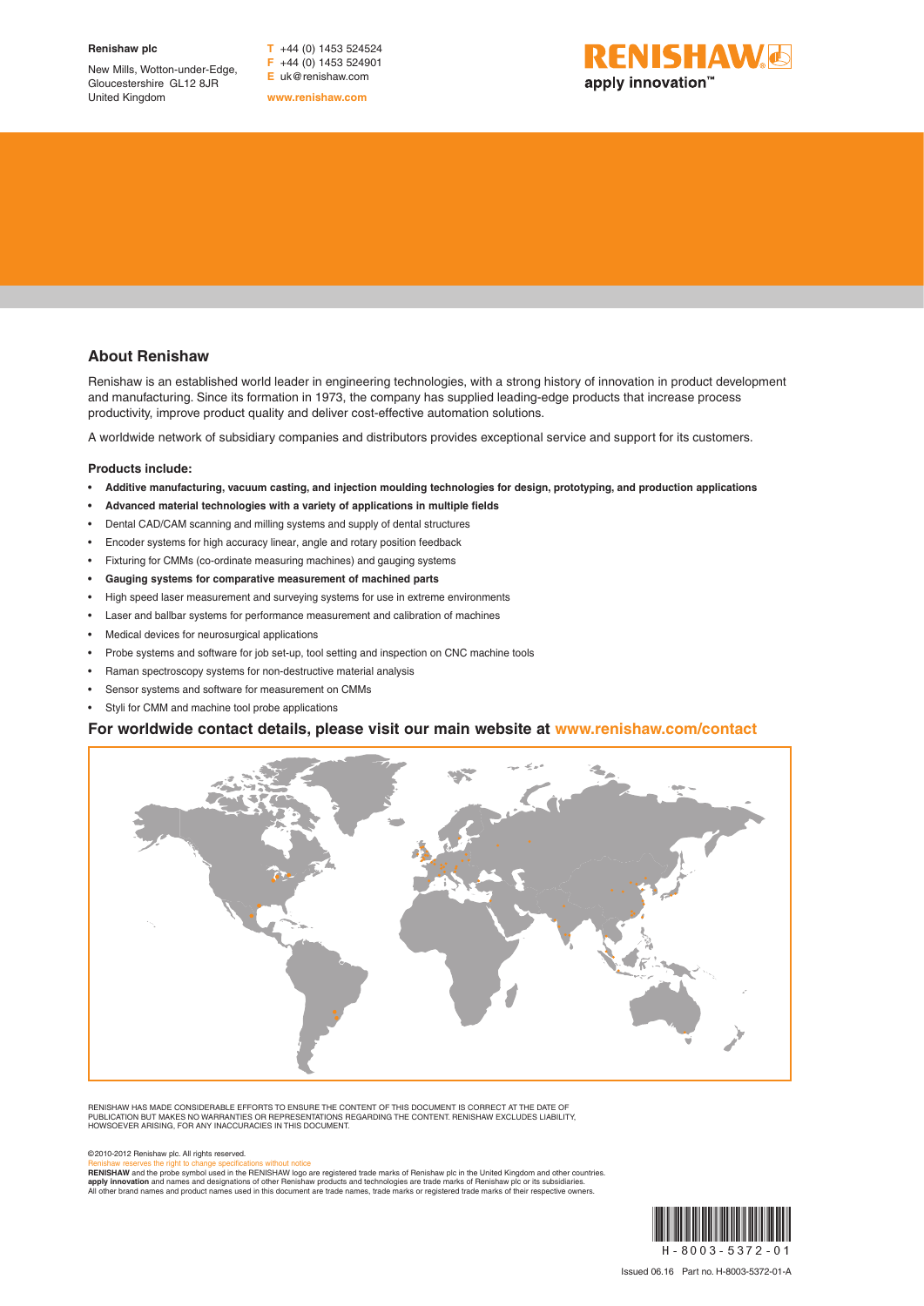**Renishaw plc**

New Mills, Wotton-under-Edge,
Gloucestershire GL12 8JR
United Kingdom

**T** +44 (0) 1453 524524
**F** +44 (0) 1453 524901
**E** uk@renishaw.com

www.renishaw.com

**RENISHAW**
apply innovation™

## About Renishaw

Renishaw is an established world leader in engineering technologies, with a strong history of innovation in product development and manufacturing. Since its formation in 1973, the company has supplied leading-edge products that increase process productivity, improve product quality and deliver cost-effective automation solutions.

A worldwide network of subsidiary companies and distributors provides exceptional service and support for its customers.

**Products include:**

- **Additive manufacturing, vacuum casting, and injection moulding technologies for design, prototyping, and production applications**
- **Advanced material technologies with a variety of applications in multiple fields**
- Dental CAD/CAM scanning and milling systems and supply of dental structures
- Encoder systems for high accuracy linear, angle and rotary position feedback
- Fixturing for CMMs (co-ordinate measuring machines) and gauging systems
- **Gauging systems for comparative measurement of machined parts**
- High speed laser measurement and surveying systems for use in extreme environments
- Laser and ballbar systems for performance measurement and calibration of machines
- Medical devices for neurosurgical applications
- Probe systems and software for job set-up, tool setting and inspection on CNC machine tools
- Raman spectroscopy systems for non-destructive material analysis
- Sensor systems and software for measurement on CMMs
- Styli for CMM and machine tool probe applications

### For worldwide contact details, please visit our main website at www.renishaw.com/contact

RENISHAW HAS MADE CONSIDERABLE EFFORTS TO ENSURE THE CONTENT OF THIS DOCUMENT IS CORRECT AT THE DATE OF PUBLICATION BUT MAKES NO WARRANTIES OR REPRESENTATIONS REGARDING THE CONTENT. RENISHAW EXCLUDES LIABILITY, HOWSOEVER ARISING, FOR ANY INACCURACIES IN THIS DOCUMENT.

©2010-2012 Renishaw plc. All rights reserved.
Renishaw reserves the right to change specifications without notice
**RENISHAW** and the probe symbol used in the RENISHAW logo are registered trade marks of Renishaw plc in the United Kingdom and other countries.
**apply innovation** and names and designations of other Renishaw products and technologies are trade marks of Renishaw plc or its subsidiaries.
All other brand names and product names used in this document are trade names, trade marks or registered trade marks of their respective owners.

H-8003-5372-01

Issued 06.16 Part no. H-8003-5372-01-A